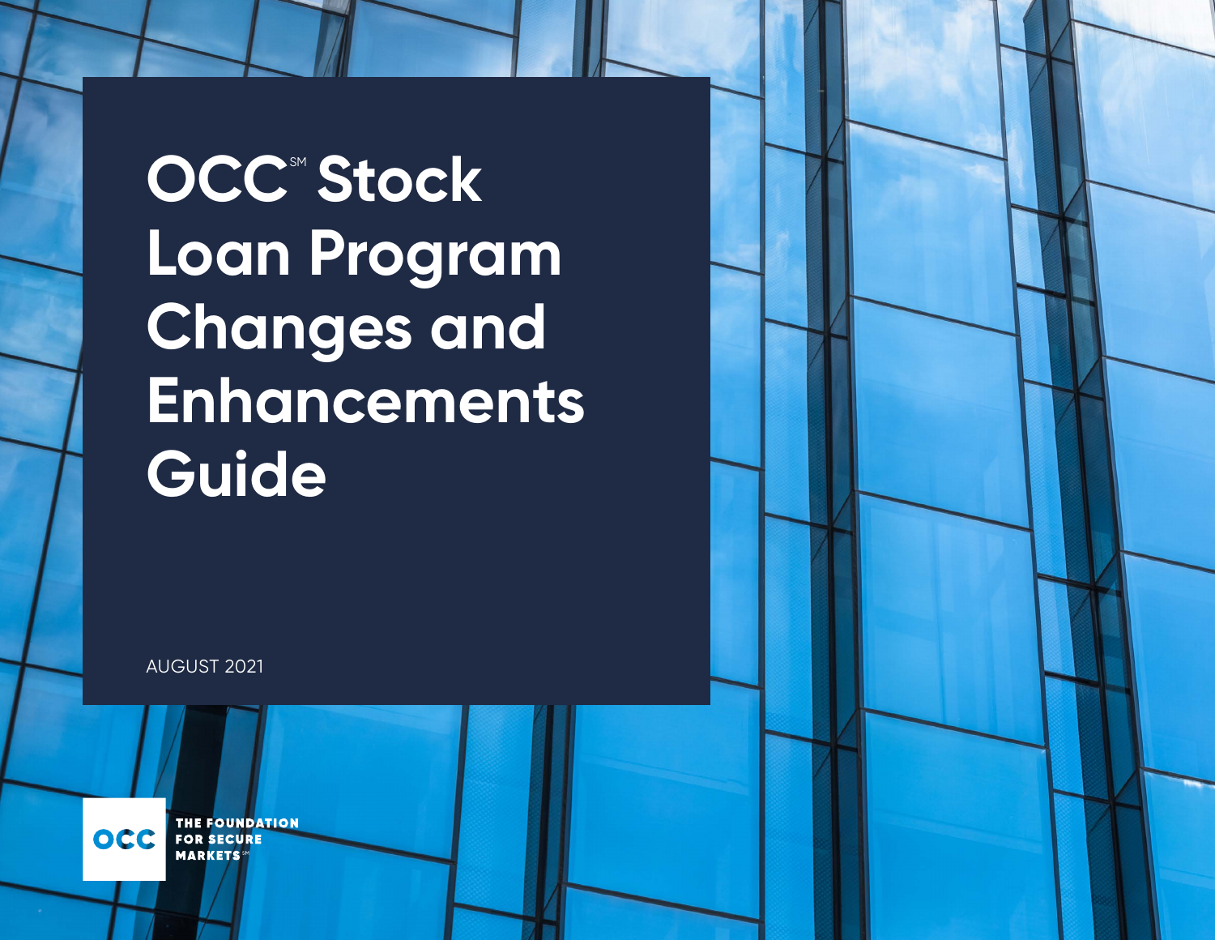# OCC℠ Stock Loan Program Changes and Enhancements Guide

AUGUST 2021

OCC

THE FOUNDATION FOR SECURE MARKETS℠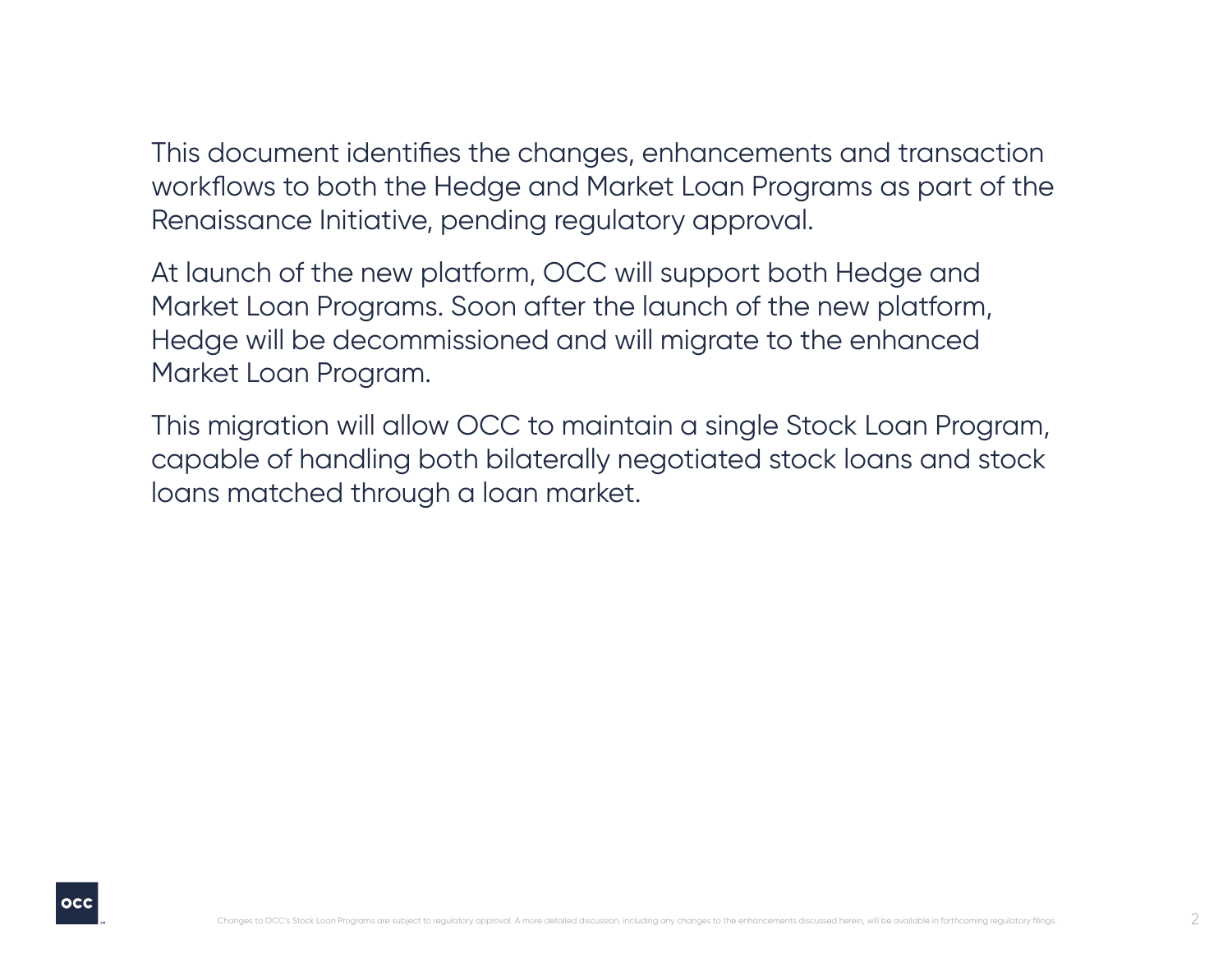This document identifies the changes, enhancements and transaction workflows to both the Hedge and Market Loan Programs as part of the Renaissance Initiative, pending regulatory approval.

At launch of the new platform, OCC will support both Hedge and Market Loan Programs. Soon after the launch of the new platform, Hedge will be decommissioned and will migrate to the enhanced Market Loan Program.

This migration will allow OCC to maintain a single Stock Loan Program, capable of handling both bilaterally negotiated stock loans and stock loans matched through a loan market.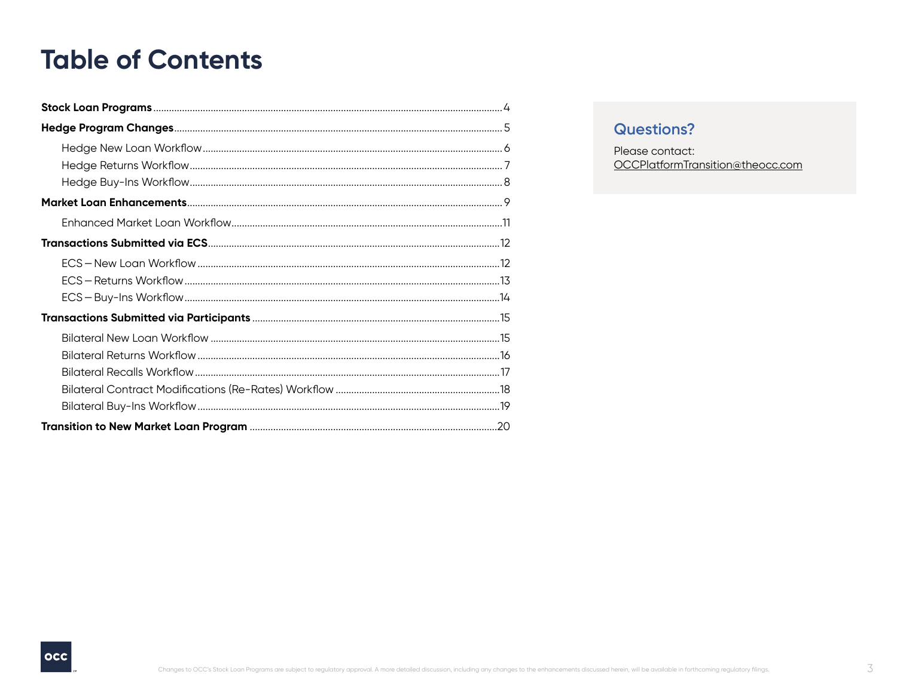# Table of Contents

**Stock Loan Programs** ........ 4

**Hedge Program Changes** ........ 5

- Hedge New Loan Workflow ........ 6
- Hedge Returns Workflow ........ 7
- Hedge Buy-Ins Workflow ........ 8

**Market Loan Enhancements** ........ 9

- Enhanced Market Loan Workflow ........ 11

**Transactions Submitted via ECS** ........ 12

- ECS – New Loan Workflow ........ 12
- ECS – Returns Workflow ........ 13
- ECS – Buy-Ins Workflow ........ 14

**Transactions Submitted via Participants** ........ 15

- Bilateral New Loan Workflow ........ 15
- Bilateral Returns Workflow ........ 16
- Bilateral Recalls Workflow ........ 17
- Bilateral Contract Modifications (Re-Rates) Workflow ........ 18
- Bilateral Buy-Ins Workflow ........ 19

**Transition to New Market Loan Program** ........ 20

## Questions?

Please contact:
OCCPlatformTransition@theocc.com

Changes to OCC's Stock Loan Programs are subject to regulatory approval. A more detailed discussion, including any changes to the enhancements discussed herein, will be available in forthcoming regulatory filings.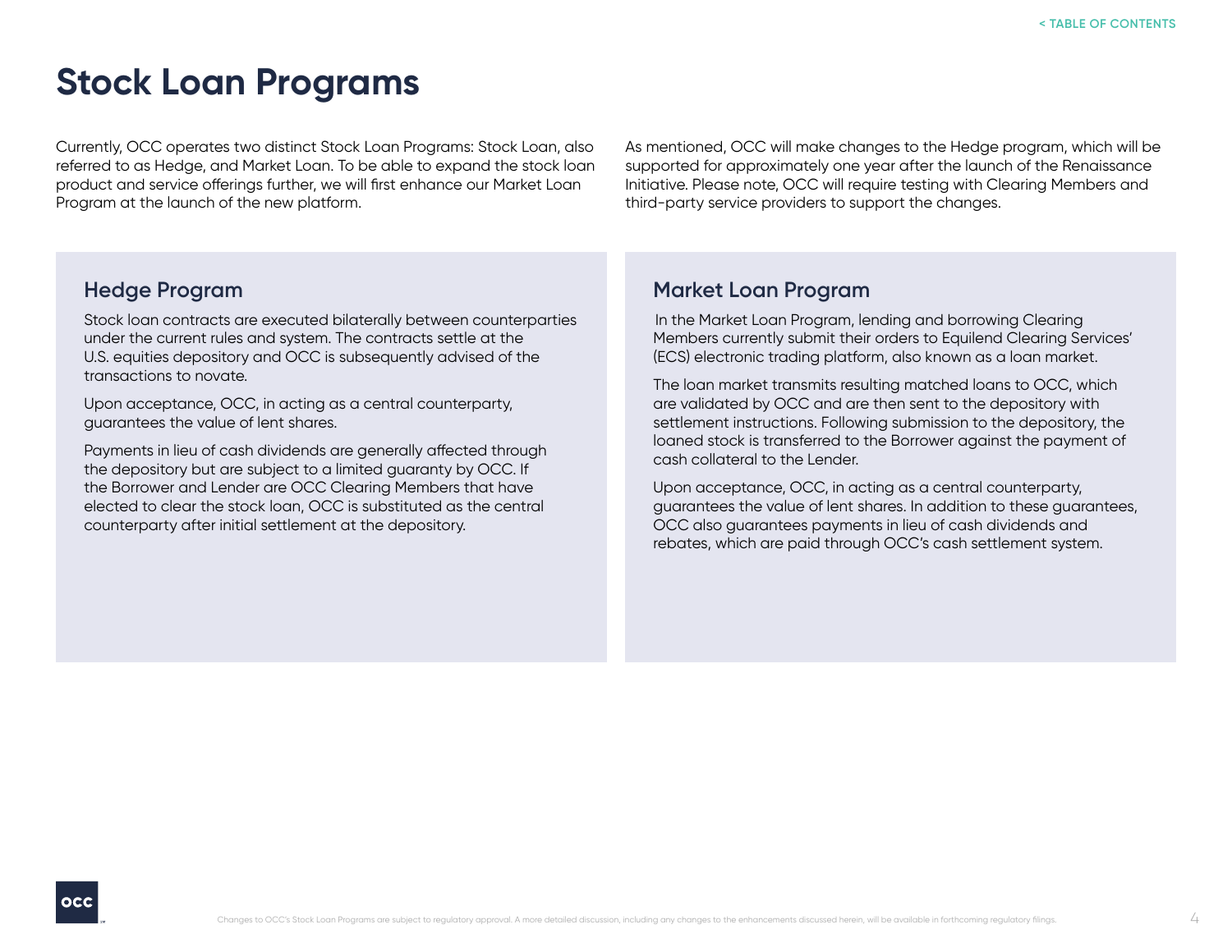# Stock Loan Programs

Currently, OCC operates two distinct Stock Loan Programs: Stock Loan, also referred to as Hedge, and Market Loan. To be able to expand the stock loan product and service offerings further, we will first enhance our Market Loan Program at the launch of the new platform.

As mentioned, OCC will make changes to the Hedge program, which will be supported for approximately one year after the launch of the Renaissance Initiative. Please note, OCC will require testing with Clearing Members and third-party service providers to support the changes.

## Hedge Program

Stock loan contracts are executed bilaterally between counterparties under the current rules and system. The contracts settle at the U.S. equities depository and OCC is subsequently advised of the transactions to novate.

Upon acceptance, OCC, in acting as a central counterparty, guarantees the value of lent shares.

Payments in lieu of cash dividends are generally affected through the depository but are subject to a limited guaranty by OCC. If the Borrower and Lender are OCC Clearing Members that have elected to clear the stock loan, OCC is substituted as the central counterparty after initial settlement at the depository.

## Market Loan Program

In the Market Loan Program, lending and borrowing Clearing Members currently submit their orders to Equilend Clearing Services' (ECS) electronic trading platform, also known as a loan market.

The loan market transmits resulting matched loans to OCC, which are validated by OCC and are then sent to the depository with settlement instructions. Following submission to the depository, the loaned stock is transferred to the Borrower against the payment of cash collateral to the Lender.

Upon acceptance, OCC, in acting as a central counterparty, guarantees the value of lent shares. In addition to these guarantees, OCC also guarantees payments in lieu of cash dividends and rebates, which are paid through OCC's cash settlement system.

Changes to OCC's Stock Loan Programs are subject to regulatory approval. A more detailed discussion, including any changes to the enhancements discussed herein, will be available in forthcoming regulatory filings.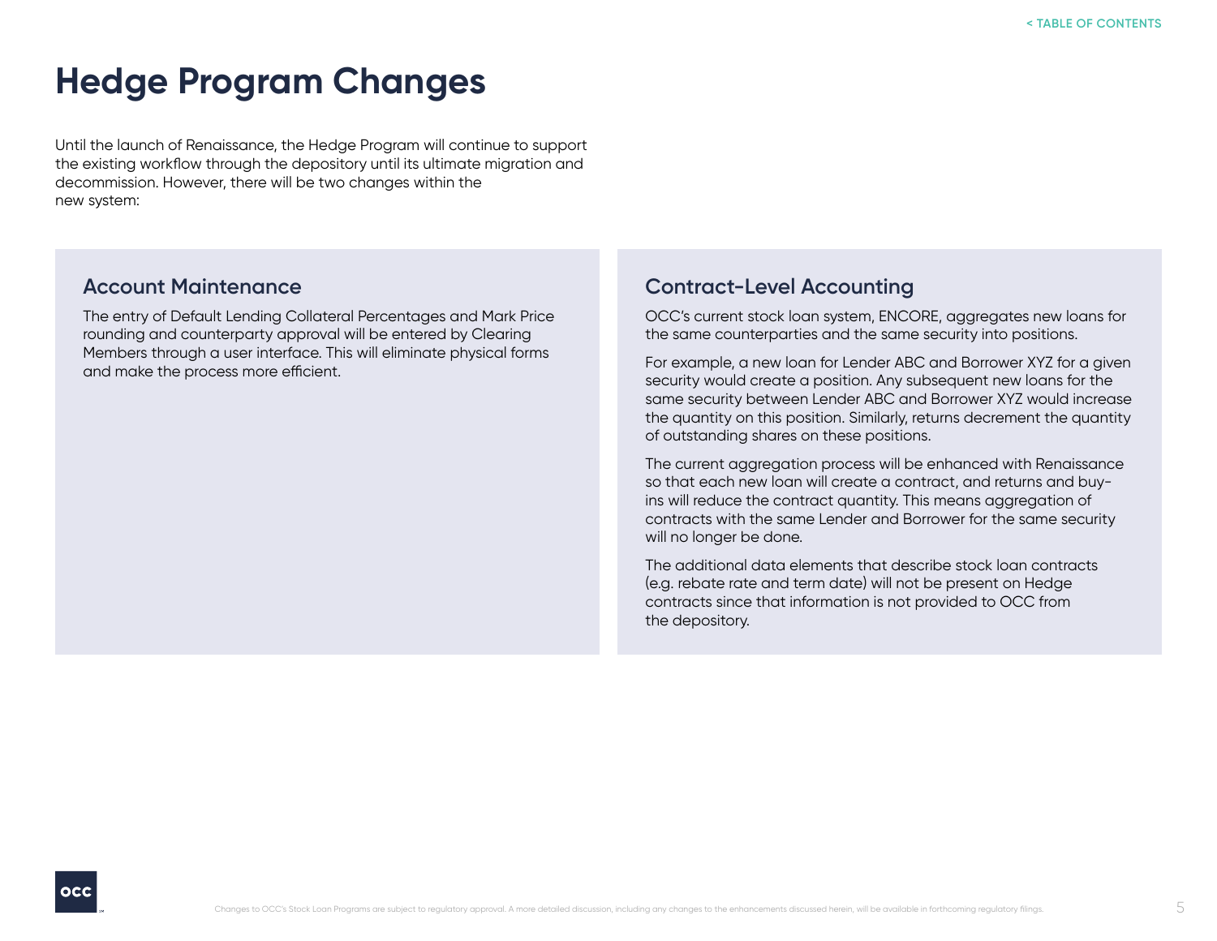# Hedge Program Changes

Until the launch of Renaissance, the Hedge Program will continue to support the existing workflow through the depository until its ultimate migration and decommission. However, there will be two changes within the new system:

## Account Maintenance

The entry of Default Lending Collateral Percentages and Mark Price rounding and counterparty approval will be entered by Clearing Members through a user interface. This will eliminate physical forms and make the process more efficient.

## Contract-Level Accounting

OCC's current stock loan system, ENCORE, aggregates new loans for the same counterparties and the same security into positions.

For example, a new loan for Lender ABC and Borrower XYZ for a given security would create a position. Any subsequent new loans for the same security between Lender ABC and Borrower XYZ would increase the quantity on this position. Similarly, returns decrement the quantity of outstanding shares on these positions.

The current aggregation process will be enhanced with Renaissance so that each new loan will create a contract, and returns and buy-ins will reduce the contract quantity. This means aggregation of contracts with the same Lender and Borrower for the same security will no longer be done.

The additional data elements that describe stock loan contracts (e.g. rebate rate and term date) will not be present on Hedge contracts since that information is not provided to OCC from the depository.

Changes to OCC's Stock Loan Programs are subject to regulatory approval. A more detailed discussion, including any changes to the enhancements discussed herein, will be available in forthcoming regulatory filings.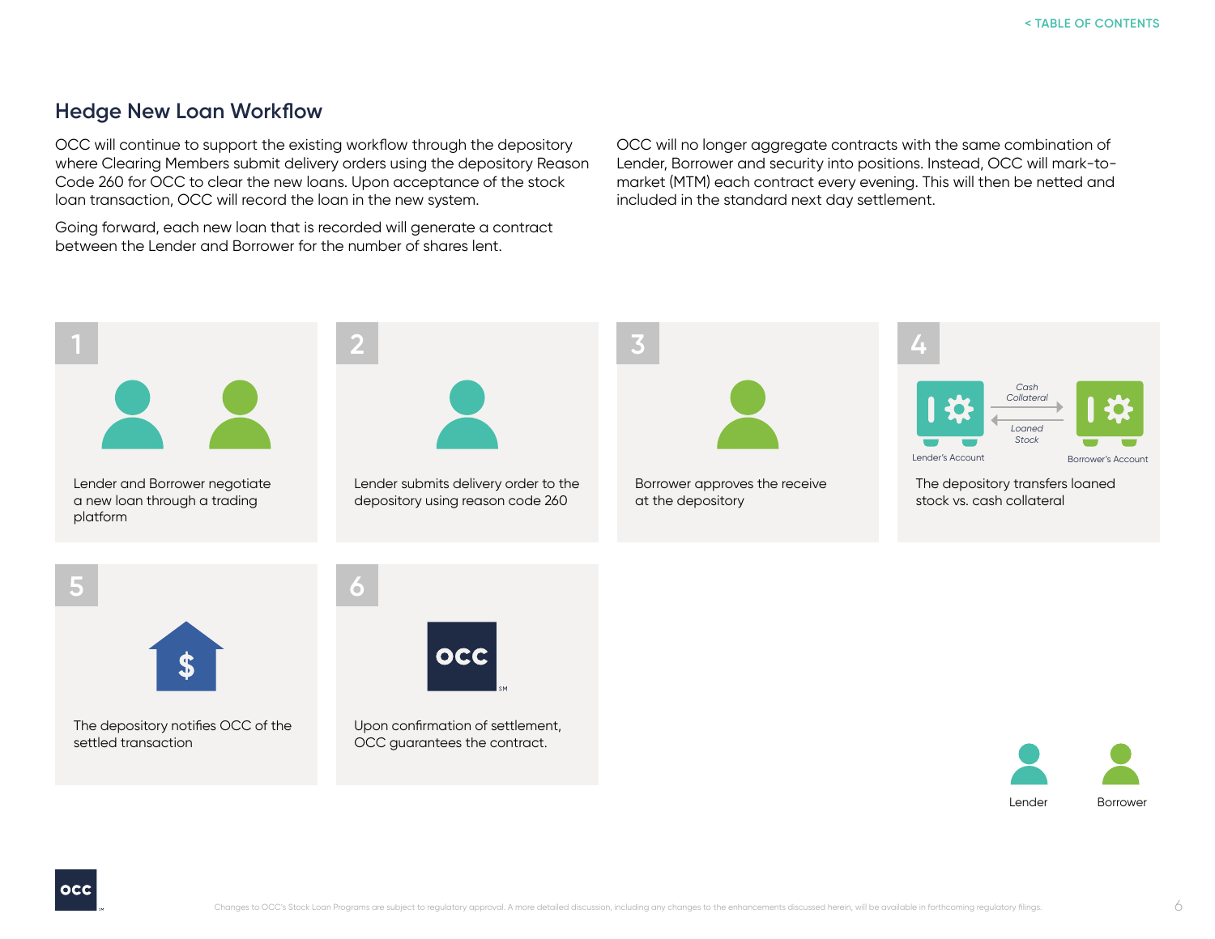## Hedge New Loan Workflow

OCC will continue to support the existing workflow through the depository where Clearing Members submit delivery orders using the depository Reason Code 260 for OCC to clear the new loans. Upon acceptance of the stock loan transaction, OCC will record the loan in the new system.

Going forward, each new loan that is recorded will generate a contract between the Lender and Borrower for the number of shares lent.

OCC will no longer aggregate contracts with the same combination of Lender, Borrower and security into positions. Instead, OCC will mark-to-market (MTM) each contract every evening. This will then be netted and included in the standard next day settlement.

**1**

Lender and Borrower negotiate a new loan through a trading platform

**2**

Lender submits delivery order to the depository using reason code 260

**3**

Borrower approves the receive at the depository

**4**

Cash Collateral

Loaned Stock

Lender's Account

Borrower's Account

The depository transfers loaned stock vs. cash collateral

**5**

The depository notifies OCC of the settled transaction

**6**

OCC

Upon confirmation of settlement, OCC guarantees the contract.

Lender

Borrower

Changes to OCC's Stock Loan Programs are subject to regulatory approval. A more detailed discussion, including any changes to the enhancements discussed herein, will be available in forthcoming regulatory filings.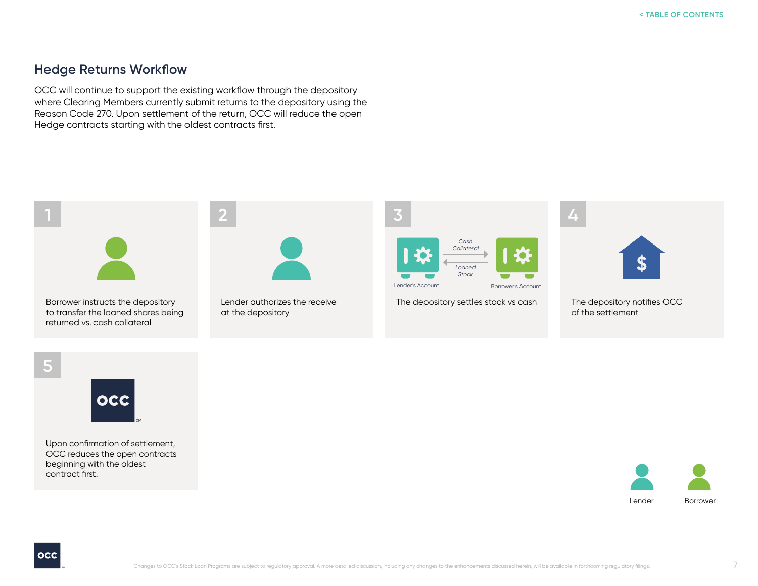## Hedge Returns Workflow

OCC will continue to support the existing workflow through the depository where Clearing Members currently submit returns to the depository using the Reason Code 270. Upon settlement of the return, OCC will reduce the open Hedge contracts starting with the oldest contracts first.

**1**

Borrower instructs the depository to transfer the loaned shares being returned vs. cash collateral

**2**

Lender authorizes the receive at the depository

**3**

Cash Collateral

Loaned Stock

Lender's Account

Borrower's Account

The depository settles stock vs cash

**4**

The depository notifies OCC of the settlement

**5**

OCC

Upon confirmation of settlement, OCC reduces the open contracts beginning with the oldest contract first.

Lender

Borrower

Changes to OCC's Stock Loan Programs are subject to regulatory approval. A more detailed discussion, including any changes to the enhancements discussed herein, will be available in forthcoming regulatory filings.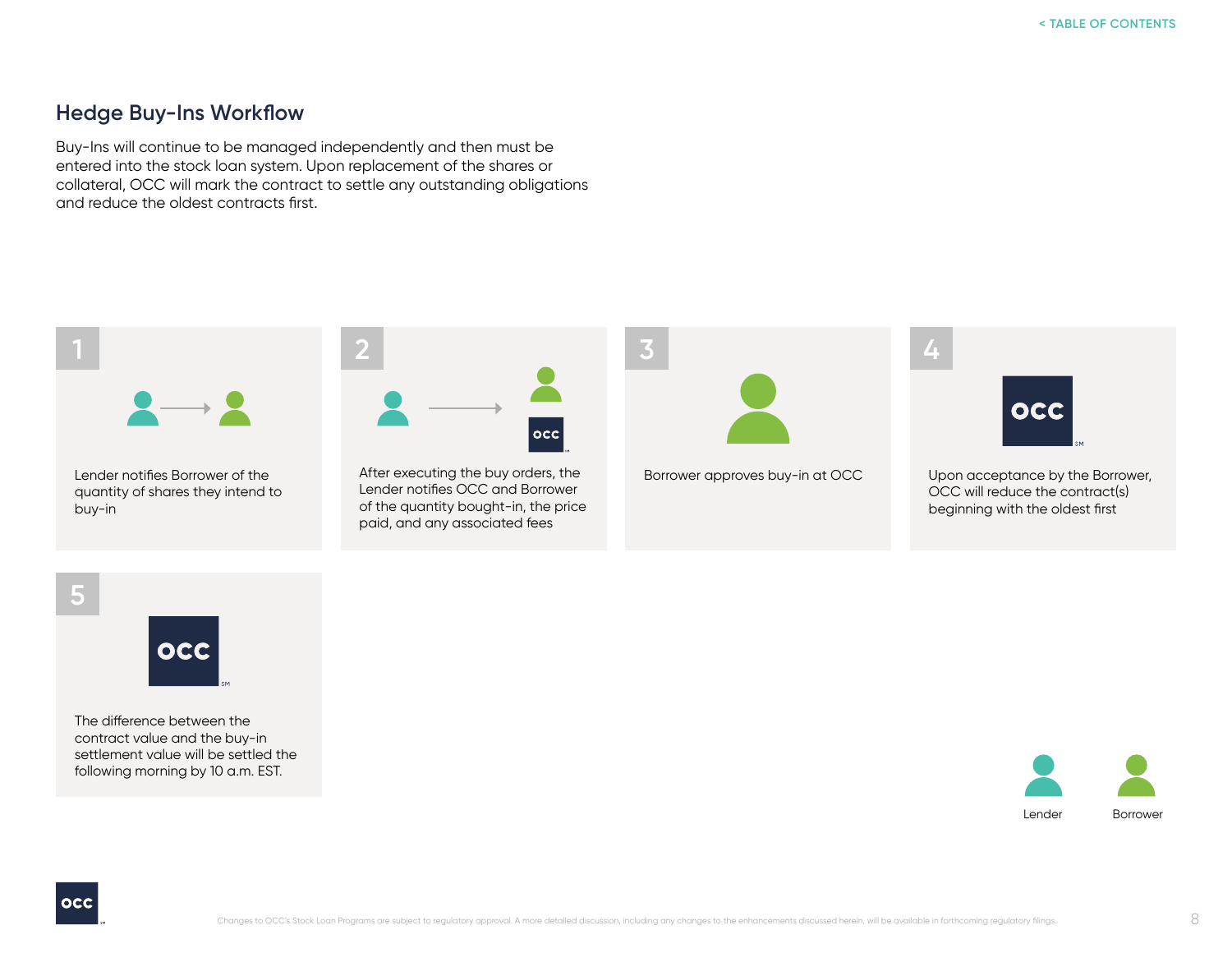## Hedge Buy-Ins Workflow

Buy-Ins will continue to be managed independently and then must be entered into the stock loan system. Upon replacement of the shares or collateral, OCC will mark the contract to settle any outstanding obligations and reduce the oldest contracts first.

**1**

Lender notifies Borrower of the quantity of shares they intend to buy-in

**2**

After executing the buy orders, the Lender notifies OCC and Borrower of the quantity bought-in, the price paid, and any associated fees

**3**

Borrower approves buy-in at OCC

**4**

Upon acceptance by the Borrower, OCC will reduce the contract(s) beginning with the oldest first

**5**

The difference between the contract value and the buy-in settlement value will be settled the following morning by 10 a.m. EST.

Lender Borrower

Changes to OCC's Stock Loan Programs are subject to regulatory approval. A more detailed discussion, including any changes to the enhancements discussed herein, will be available in forthcoming regulatory filings.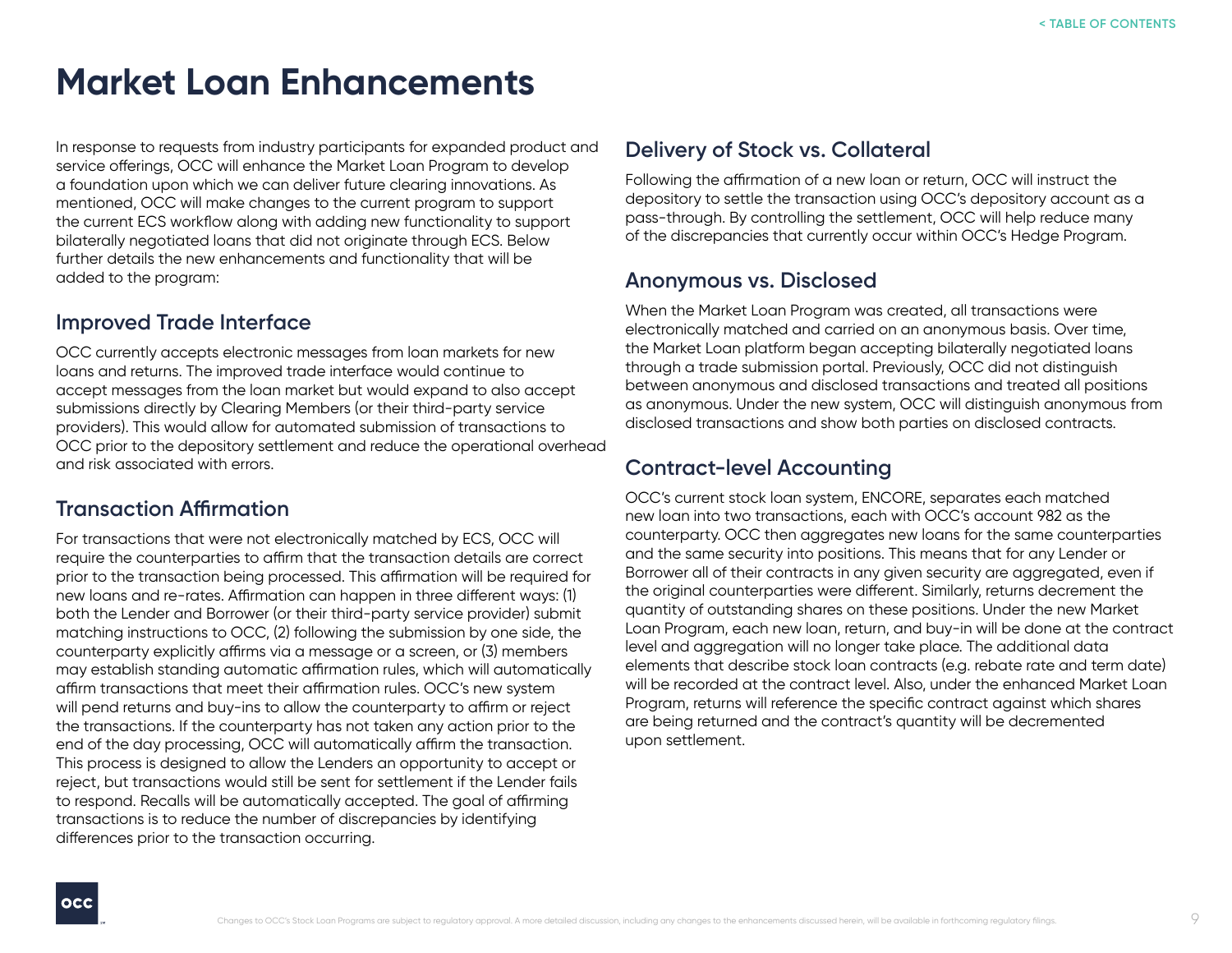# Market Loan Enhancements

In response to requests from industry participants for expanded product and service offerings, OCC will enhance the Market Loan Program to develop a foundation upon which we can deliver future clearing innovations. As mentioned, OCC will make changes to the current program to support the current ECS workflow along with adding new functionality to support bilaterally negotiated loans that did not originate through ECS. Below further details the new enhancements and functionality that will be added to the program:

## Improved Trade Interface

OCC currently accepts electronic messages from loan markets for new loans and returns. The improved trade interface would continue to accept messages from the loan market but would expand to also accept submissions directly by Clearing Members (or their third-party service providers). This would allow for automated submission of transactions to OCC prior to the depository settlement and reduce the operational overhead and risk associated with errors.

## Transaction Affirmation

For transactions that were not electronically matched by ECS, OCC will require the counterparties to affirm that the transaction details are correct prior to the transaction being processed. This affirmation will be required for new loans and re-rates. Affirmation can happen in three different ways: (1) both the Lender and Borrower (or their third-party service provider) submit matching instructions to OCC, (2) following the submission by one side, the counterparty explicitly affirms via a message or a screen, or (3) members may establish standing automatic affirmation rules, which will automatically affirm transactions that meet their affirmation rules. OCC's new system will pend returns and buy-ins to allow the counterparty to affirm or reject the transactions. If the counterparty has not taken any action prior to the end of the day processing, OCC will automatically affirm the transaction. This process is designed to allow the Lenders an opportunity to accept or reject, but transactions would still be sent for settlement if the Lender fails to respond. Recalls will be automatically accepted. The goal of affirming transactions is to reduce the number of discrepancies by identifying differences prior to the transaction occurring.

## Delivery of Stock vs. Collateral

Following the affirmation of a new loan or return, OCC will instruct the depository to settle the transaction using OCC's depository account as a pass-through. By controlling the settlement, OCC will help reduce many of the discrepancies that currently occur within OCC's Hedge Program.

## Anonymous vs. Disclosed

When the Market Loan Program was created, all transactions were electronically matched and carried on an anonymous basis. Over time, the Market Loan platform began accepting bilaterally negotiated loans through a trade submission portal. Previously, OCC did not distinguish between anonymous and disclosed transactions and treated all positions as anonymous. Under the new system, OCC will distinguish anonymous from disclosed transactions and show both parties on disclosed contracts.

## Contract-level Accounting

OCC's current stock loan system, ENCORE, separates each matched new loan into two transactions, each with OCC's account 982 as the counterparty. OCC then aggregates new loans for the same counterparties and the same security into positions. This means that for any Lender or Borrower all of their contracts in any given security are aggregated, even if the original counterparties were different. Similarly, returns decrement the quantity of outstanding shares on these positions. Under the new Market Loan Program, each new loan, return, and buy-in will be done at the contract level and aggregation will no longer take place. The additional data elements that describe stock loan contracts (e.g. rebate rate and term date) will be recorded at the contract level. Also, under the enhanced Market Loan Program, returns will reference the specific contract against which shares are being returned and the contract's quantity will be decremented upon settlement.

Changes to OCC's Stock Loan Programs are subject to regulatory approval. A more detailed discussion, including any changes to the enhancements discussed herein, will be available in forthcoming regulatory filings.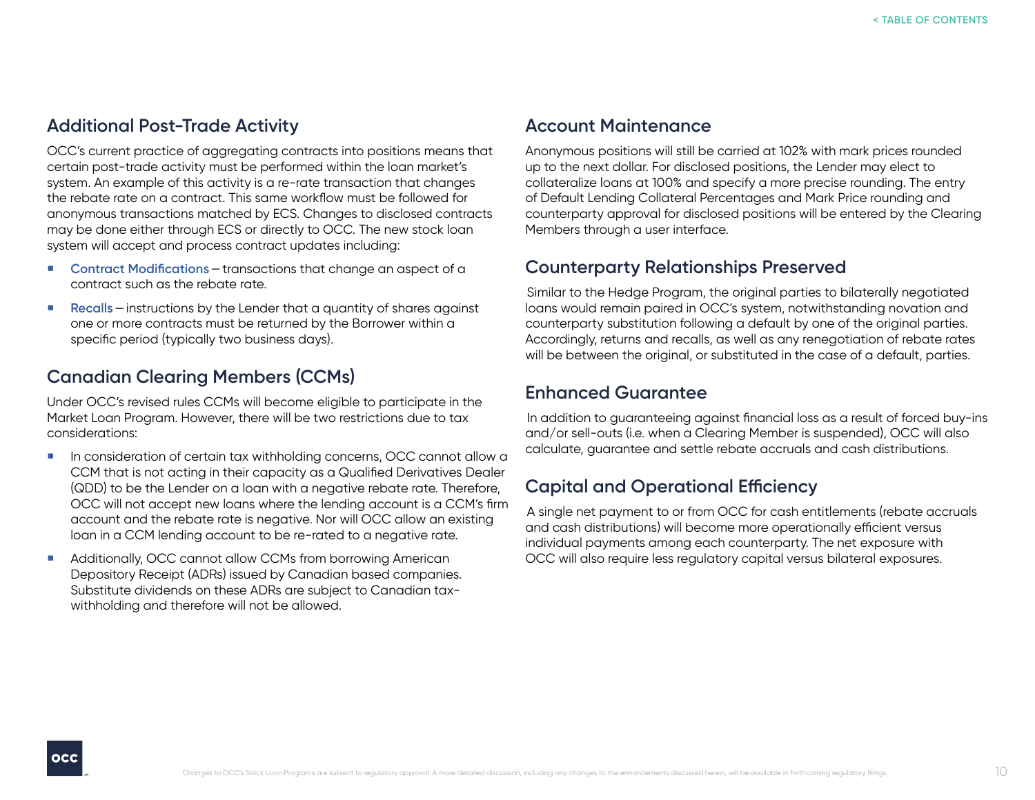## Additional Post-Trade Activity

OCC's current practice of aggregating contracts into positions means that certain post-trade activity must be performed within the loan market's system. An example of this activity is a re-rate transaction that changes the rebate rate on a contract. This same workflow must be followed for anonymous transactions matched by ECS. Changes to disclosed contracts may be done either through ECS or directly to OCC. The new stock loan system will accept and process contract updates including:

- **Contract Modifications** – transactions that change an aspect of a contract such as the rebate rate.
- **Recalls** – instructions by the Lender that a quantity of shares against one or more contracts must be returned by the Borrower within a specific period (typically two business days).

## Canadian Clearing Members (CCMs)

Under OCC's revised rules CCMs will become eligible to participate in the Market Loan Program. However, there will be two restrictions due to tax considerations:

- In consideration of certain tax withholding concerns, OCC cannot allow a CCM that is not acting in their capacity as a Qualified Derivatives Dealer (QDD) to be the Lender on a loan with a negative rebate rate. Therefore, OCC will not accept new loans where the lending account is a CCM's firm account and the rebate rate is negative. Nor will OCC allow an existing loan in a CCM lending account to be re-rated to a negative rate.
- Additionally, OCC cannot allow CCMs from borrowing American Depository Receipt (ADRs) issued by Canadian based companies. Substitute dividends on these ADRs are subject to Canadian tax-withholding and therefore will not be allowed.

## Account Maintenance

Anonymous positions will still be carried at 102% with mark prices rounded up to the next dollar. For disclosed positions, the Lender may elect to collateralize loans at 100% and specify a more precise rounding. The entry of Default Lending Collateral Percentages and Mark Price rounding and counterparty approval for disclosed positions will be entered by the Clearing Members through a user interface.

## Counterparty Relationships Preserved

Similar to the Hedge Program, the original parties to bilaterally negotiated loans would remain paired in OCC's system, notwithstanding novation and counterparty substitution following a default by one of the original parties. Accordingly, returns and recalls, as well as any renegotiation of rebate rates will be between the original, or substituted in the case of a default, parties.

## Enhanced Guarantee

In addition to guaranteeing against financial loss as a result of forced buy-ins and/or sell-outs (i.e. when a Clearing Member is suspended), OCC will also calculate, guarantee and settle rebate accruals and cash distributions.

## Capital and Operational Efficiency

A single net payment to or from OCC for cash entitlements (rebate accruals and cash distributions) will become more operationally efficient versus individual payments among each counterparty. The net exposure with OCC will also require less regulatory capital versus bilateral exposures.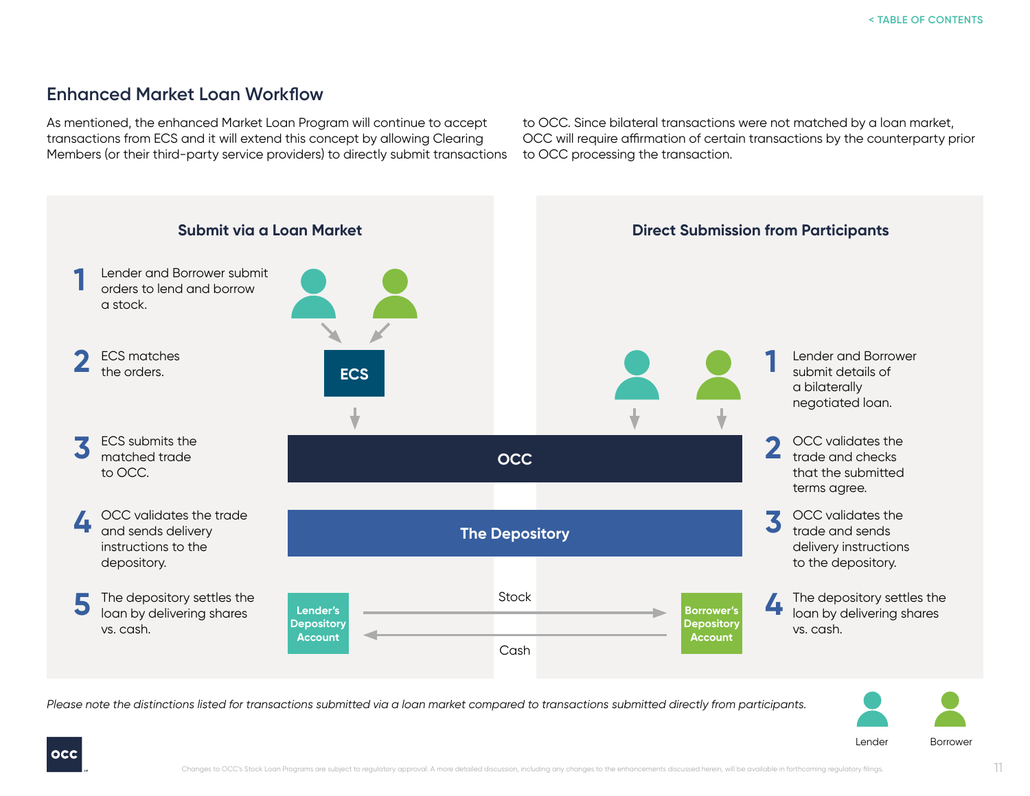## Enhanced Market Loan Workflow

As mentioned, the enhanced Market Loan Program will continue to accept transactions from ECS and it will extend this concept by allowing Clearing Members (or their third-party service providers) to directly submit transactions to OCC. Since bilateral transactions were not matched by a loan market, OCC will require affirmation of certain transactions by the counterparty prior to OCC processing the transaction.

### Submit via a Loan Market

1. Lender and Borrower submit orders to lend and borrow a stock.
2. ECS matches the orders.
3. ECS submits the matched trade to OCC.
4. OCC validates the trade and sends delivery instructions to the depository.
5. The depository settles the loan by delivering shares vs. cash.

### Direct Submission from Participants

1. Lender and Borrower submit details of a bilaterally negotiated loan.
2. OCC validates the trade and checks that the submitted terms agree.
3. OCC validates the trade and sends delivery instructions to the depository.
4. The depository settles the loan by delivering shares vs. cash.

ECS

OCC

The Depository

Lender's Depository Account — Stock → Borrower's Depository Account

Borrower's Depository Account — Cash → Lender's Depository Account

Lender | Borrower

*Please note the distinctions listed for transactions submitted via a loan market compared to transactions submitted directly from participants.*

Changes to OCC's Stock Loan Programs are subject to regulatory approval. A more detailed discussion, including any changes to the enhancements discussed herein, will be available in forthcoming regulatory filings.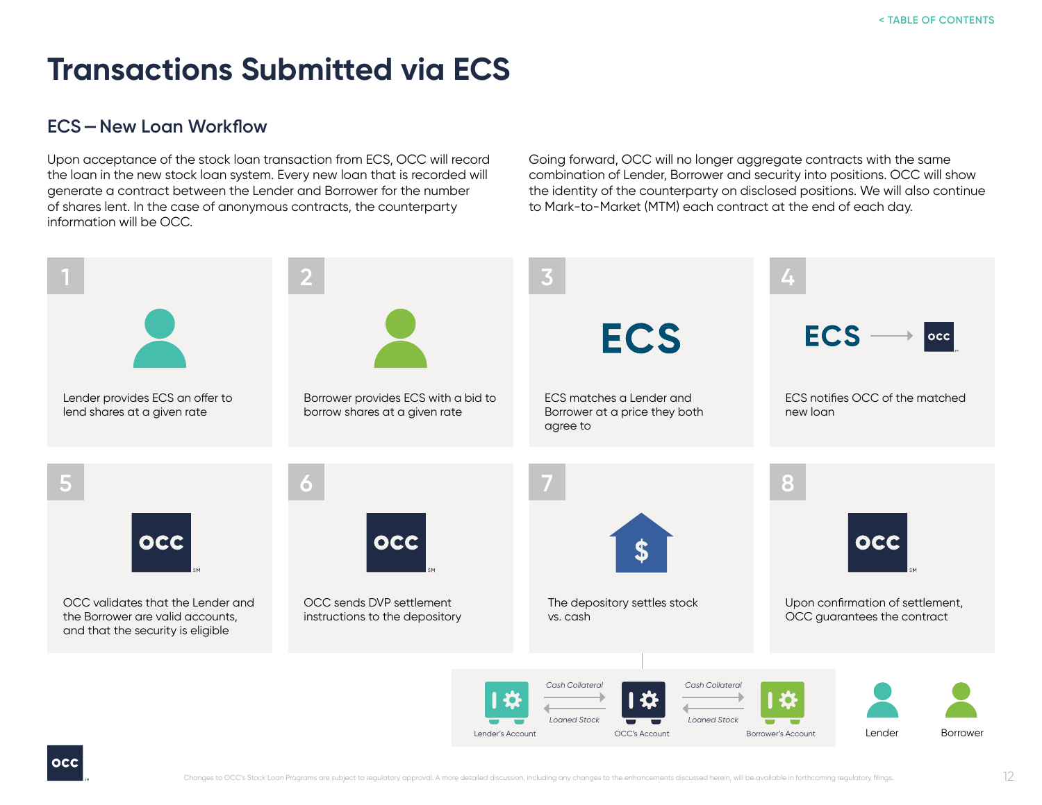# Transactions Submitted via ECS

## ECS – New Loan Workflow

Upon acceptance of the stock loan transaction from ECS, OCC will record the loan in the new stock loan system. Every new loan that is recorded will generate a contract between the Lender and Borrower for the number of shares lent. In the case of anonymous contracts, the counterparty information will be OCC.

Going forward, OCC will no longer aggregate contracts with the same combination of Lender, Borrower and security into positions. OCC will show the identity of the counterparty on disclosed positions. We will also continue to Mark-to-Market (MTM) each contract at the end of each day.

1. Lender provides ECS an offer to lend shares at a given rate
2. Borrower provides ECS with a bid to borrow shares at a given rate
3. ECS matches a Lender and Borrower at a price they both agree to
4. ECS notifies OCC of the matched new loan
5. OCC validates that the Lender and the Borrower are valid accounts, and that the security is eligible
6. OCC sends DVP settlement instructions to the depository
7. The depository settles stock vs. cash
8. Upon confirmation of settlement, OCC guarantees the contract

Lender's Account — Cash Collateral → / ← Loaned Stock — OCC's Account — Cash Collateral → / ← Loaned Stock — Borrower's Account

Lender | Borrower

Changes to OCC's Stock Loan Programs are subject to regulatory approval. A more detailed discussion, including any changes to the enhancements discussed herein, will be available in forthcoming regulatory filings.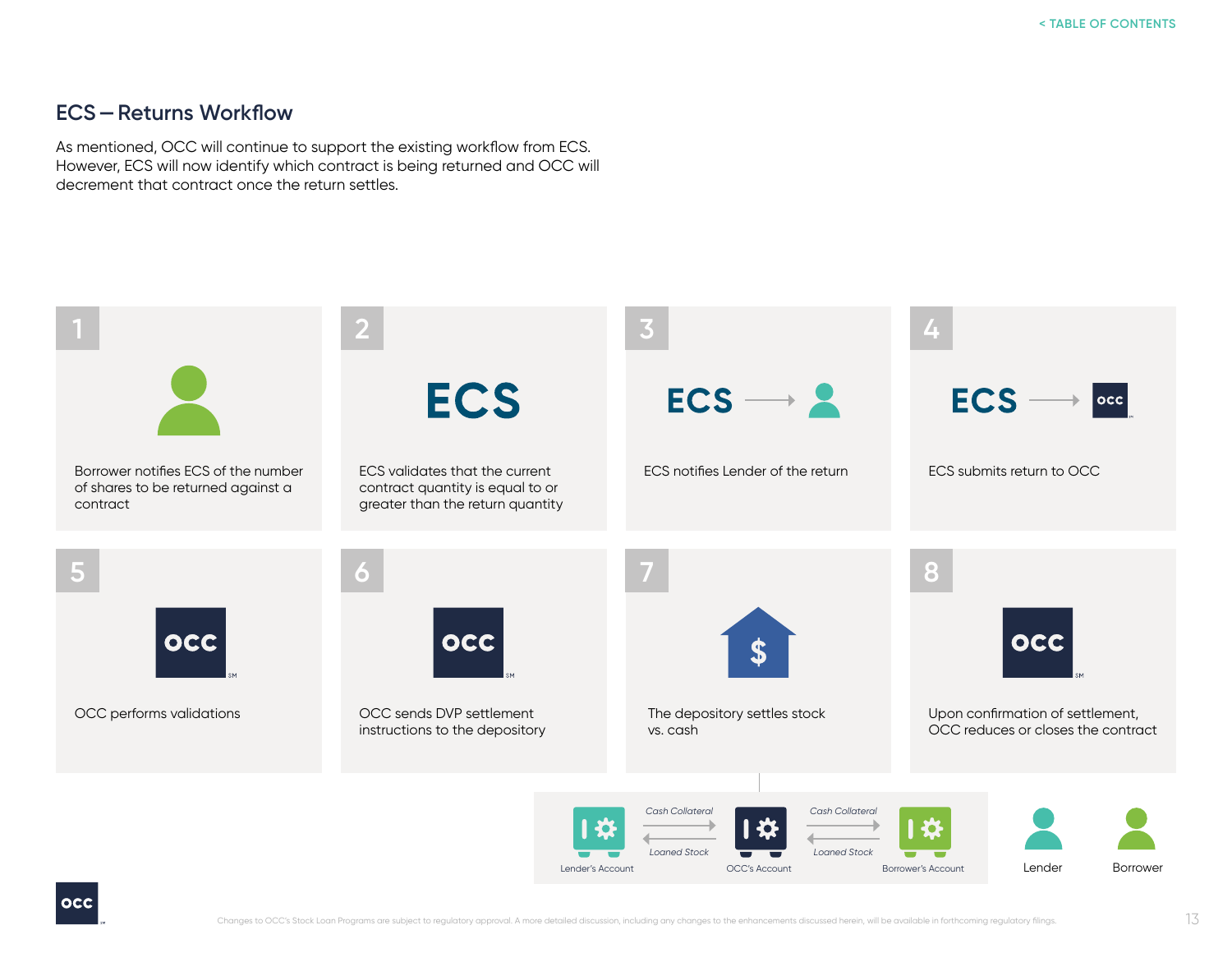## ECS – Returns Workflow

As mentioned, OCC will continue to support the existing workflow from ECS. However, ECS will now identify which contract is being returned and OCC will decrement that contract once the return settles.

1. Borrower notifies ECS of the number of shares to be returned against a contract
2. ECS validates that the current contract quantity is equal to or greater than the return quantity
3. ECS notifies Lender of the return
4. ECS submits return to OCC
5. OCC performs validations
6. OCC sends DVP settlement instructions to the depository
7. The depository settles stock vs. cash
8. Upon confirmation of settlement, OCC reduces or closes the contract

Lender's Account — Cash Collateral → / ← Loaned Stock — OCC's Account — Cash Collateral → / ← Loaned Stock — Borrower's Account

Lender | Borrower

Changes to OCC's Stock Loan Programs are subject to regulatory approval. A more detailed discussion, including any changes to the enhancements discussed herein, will be available in forthcoming regulatory filings.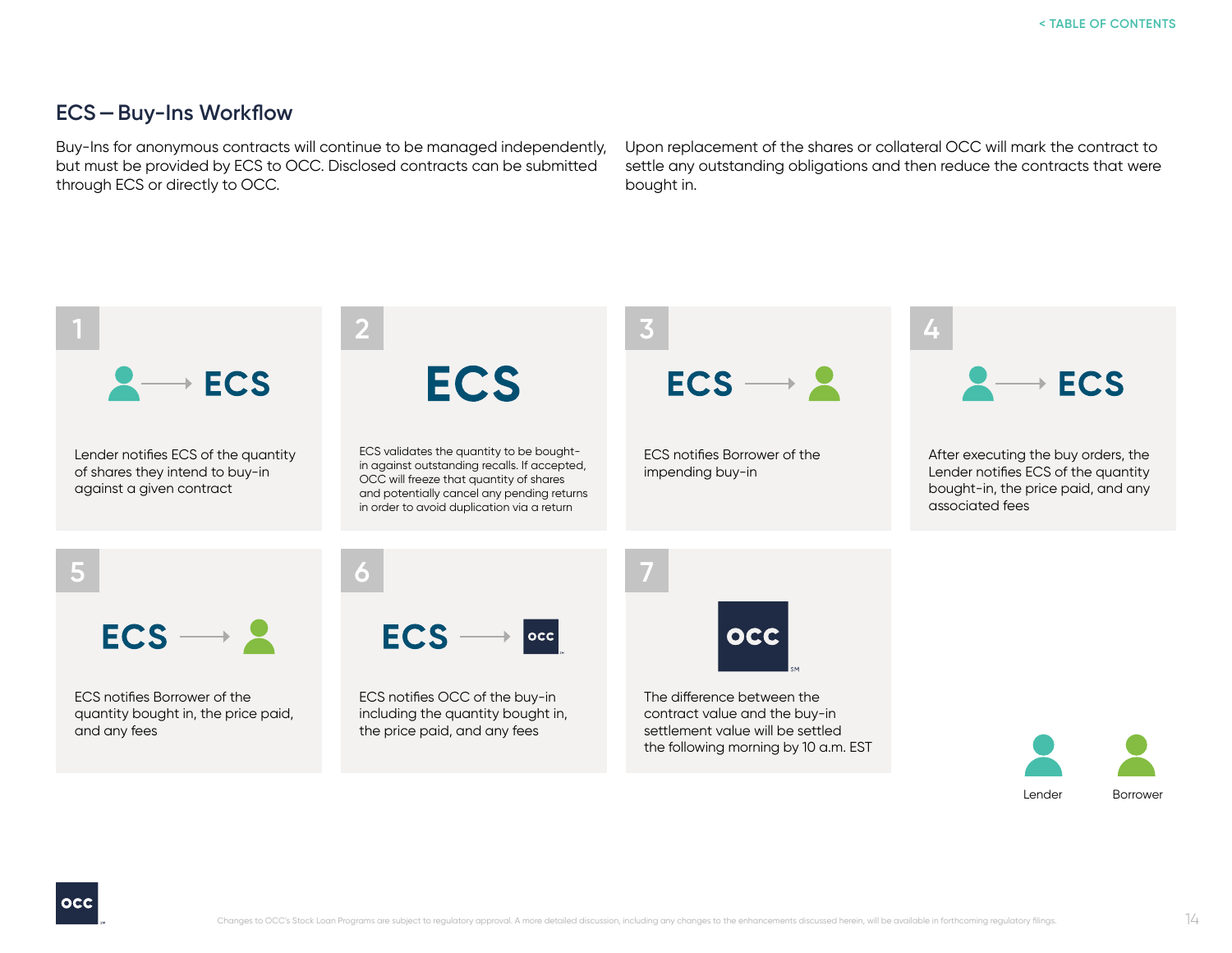## ECS – Buy-Ins Workflow

Buy-Ins for anonymous contracts will continue to be managed independently, but must be provided by ECS to OCC. Disclosed contracts can be submitted through ECS or directly to OCC.

Upon replacement of the shares or collateral OCC will mark the contract to settle any outstanding obligations and then reduce the contracts that were bought in.

**1** — Lender → ECS

Lender notifies ECS of the quantity of shares they intend to buy-in against a given contract

**2** — ECS

ECS validates the quantity to be bought-in against outstanding recalls. If accepted, OCC will freeze that quantity of shares and potentially cancel any pending returns in order to avoid duplication via a return

**3** — ECS → Borrower

ECS notifies Borrower of the impending buy-in

**4** — Lender → ECS

After executing the buy orders, the Lender notifies ECS of the quantity bought-in, the price paid, and any associated fees

**5** — ECS → Borrower

ECS notifies Borrower of the quantity bought in, the price paid, and any fees

**6** — ECS → OCC

ECS notifies OCC of the buy-in including the quantity bought in, the price paid, and any fees

**7** — OCC

The difference between the contract value and the buy-in settlement value will be settled the following morning by 10 a.m. EST

Lender | Borrower

Changes to OCC's Stock Loan Programs are subject to regulatory approval. A more detailed discussion, including any changes to the enhancements discussed herein, will be available in forthcoming regulatory filings.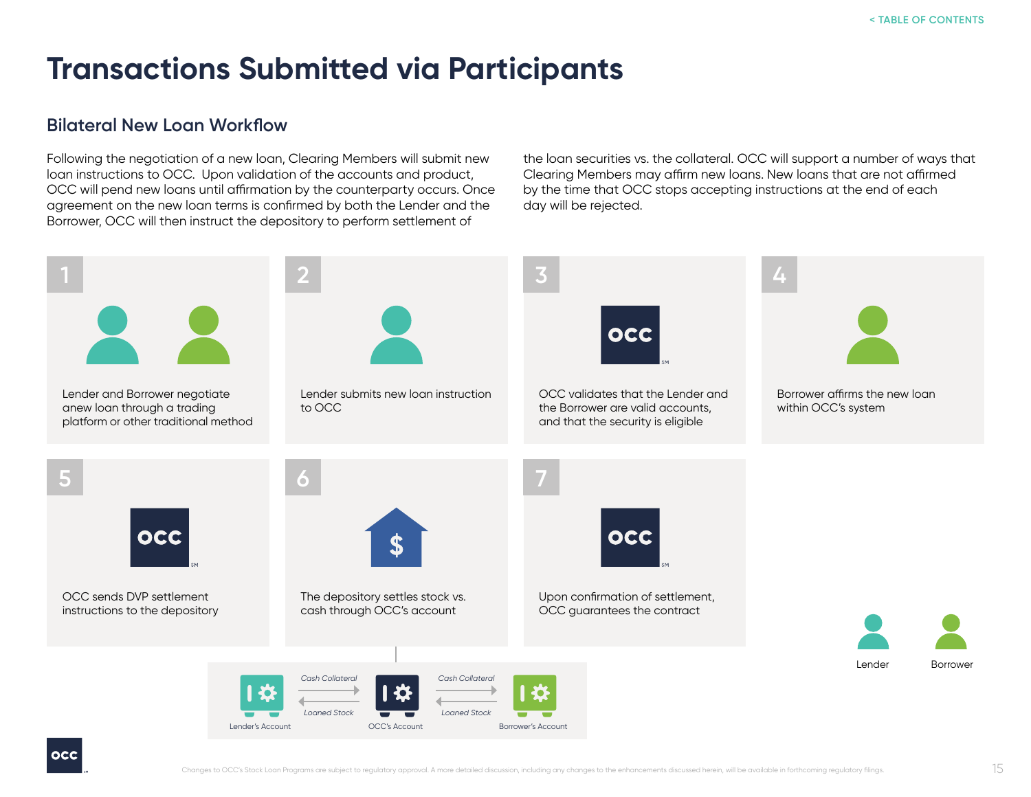# Transactions Submitted via Participants

## Bilateral New Loan Workflow

Following the negotiation of a new loan, Clearing Members will submit new loan instructions to OCC. Upon validation of the accounts and product, OCC will pend new loans until affirmation by the counterparty occurs. Once agreement on the new loan terms is confirmed by both the Lender and the Borrower, OCC will then instruct the depository to perform settlement of the loan securities vs. the collateral. OCC will support a number of ways that Clearing Members may affirm new loans. New loans that are not affirmed by the time that OCC stops accepting instructions at the end of each day will be rejected.

1. Lender and Borrower negotiate anew loan through a trading platform or other traditional method
2. Lender submits new loan instruction to OCC
3. OCC validates that the Lender and the Borrower are valid accounts, and that the security is eligible
4. Borrower affirms the new loan within OCC's system
5. OCC sends DVP settlement instructions to the depository
6. The depository settles stock vs. cash through OCC's account
7. Upon confirmation of settlement, OCC guarantees the contract

Lender's Account — Cash Collateral → / ← Loaned Stock — OCC's Account — Cash Collateral → / ← Loaned Stock — Borrower's Account

Lender | Borrower

Changes to OCC's Stock Loan Programs are subject to regulatory approval. A more detailed discussion, including any changes to the enhancements discussed herein, will be available in forthcoming regulatory filings.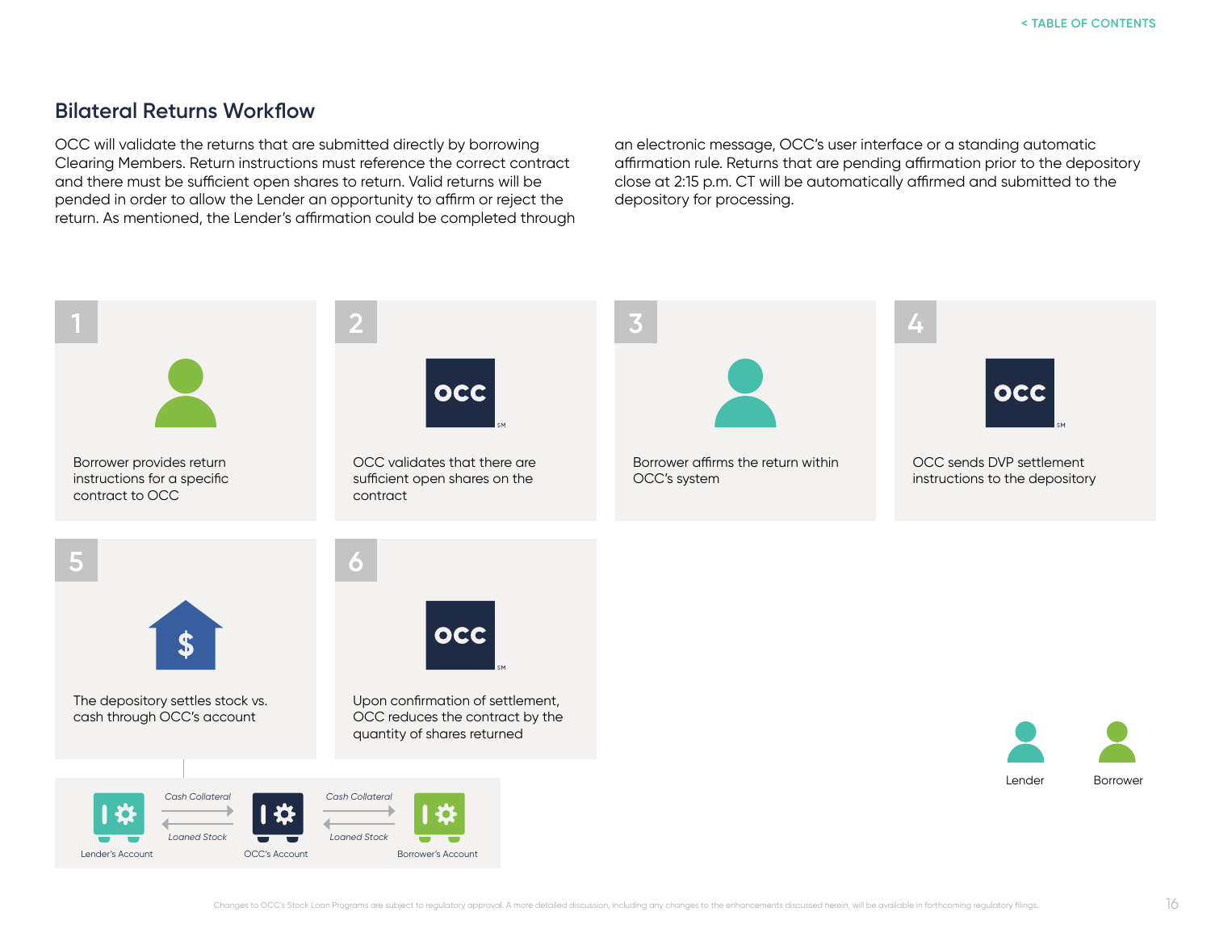## Bilateral Returns Workflow

OCC will validate the returns that are submitted directly by borrowing Clearing Members. Return instructions must reference the correct contract and there must be sufficient open shares to return. Valid returns will be pended in order to allow the Lender an opportunity to affirm or reject the return. As mentioned, the Lender's affirmation could be completed through an electronic message, OCC's user interface or a standing automatic affirmation rule. Returns that are pending affirmation prior to the depository close at 2:15 p.m. CT will be automatically affirmed and submitted to the depository for processing.

1. Borrower provides return instructions for a specific contract to OCC
2. OCC validates that there are sufficient open shares on the contract
3. Borrower affirms the return within OCC's system
4. OCC sends DVP settlement instructions to the depository
5. The depository settles stock vs. cash through OCC's account
6. Upon confirmation of settlement, OCC reduces the contract by the quantity of shares returned

Lender's Account — Cash Collateral / Loaned Stock — OCC's Account — Cash Collateral / Loaned Stock — Borrower's Account

Lender | Borrower

Changes to OCC's Stock Loan Programs are subject to regulatory approval. A more detailed discussion, including any changes to the enhancements discussed herein, will be available in forthcoming regulatory filings.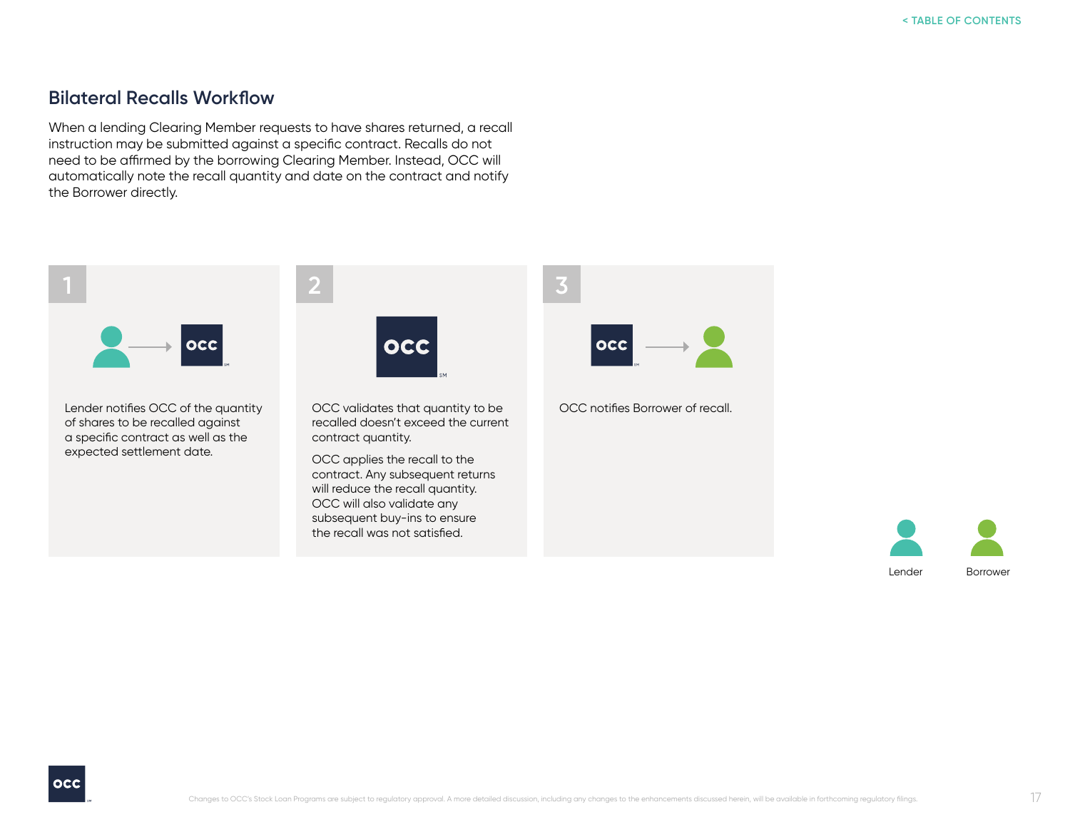## Bilateral Recalls Workflow

When a lending Clearing Member requests to have shares returned, a recall instruction may be submitted against a specific contract. Recalls do not need to be affirmed by the borrowing Clearing Member. Instead, OCC will automatically note the recall quantity and date on the contract and notify the Borrower directly.

**1**

Lender notifies OCC of the quantity of shares to be recalled against a specific contract as well as the expected settlement date.

**2**

OCC validates that quantity to be recalled doesn't exceed the current contract quantity.

OCC applies the recall to the contract. Any subsequent returns will reduce the recall quantity. OCC will also validate any subsequent buy-ins to ensure the recall was not satisfied.

**3**

OCC notifies Borrower of recall.

Lender

Borrower

Changes to OCC's Stock Loan Programs are subject to regulatory approval. A more detailed discussion, including any changes to the enhancements discussed herein, will be available in forthcoming regulatory filings.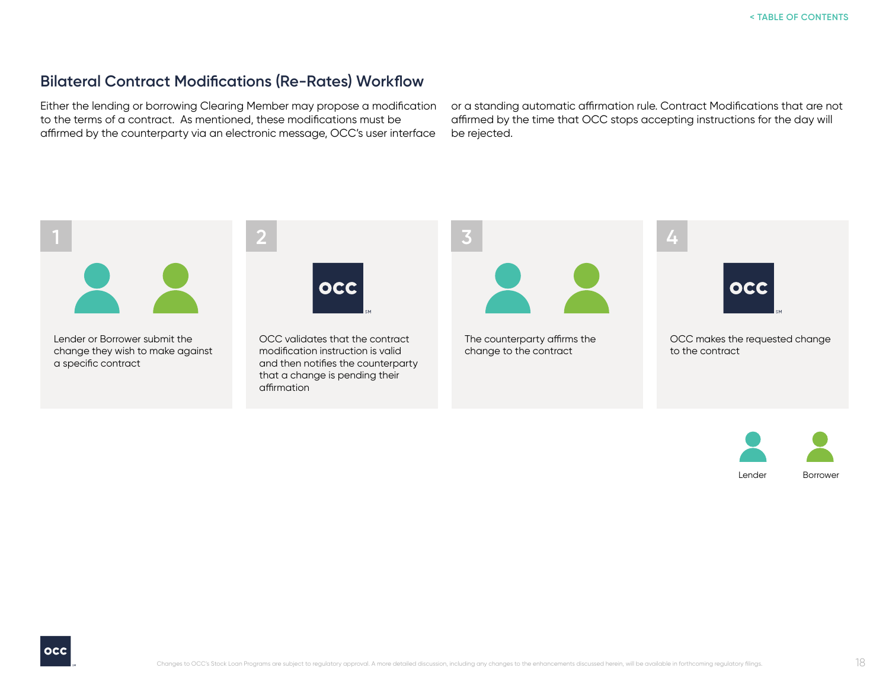## Bilateral Contract Modifications (Re-Rates) Workflow

Either the lending or borrowing Clearing Member may propose a modification to the terms of a contract. As mentioned, these modifications must be affirmed by the counterparty via an electronic message, OCC's user interface or a standing automatic affirmation rule. Contract Modifications that are not affirmed by the time that OCC stops accepting instructions for the day will be rejected.

**1**

Lender or Borrower submit the change they wish to make against a specific contract

**2**

OCC validates that the contract modification instruction is valid and then notifies the counterparty that a change is pending their affirmation

**3**

The counterparty affirms the change to the contract

**4**

OCC makes the requested change to the contract

Lender | Borrower

Changes to OCC's Stock Loan Programs are subject to regulatory approval. A more detailed discussion, including any changes to the enhancements discussed herein, will be available in forthcoming regulatory filings.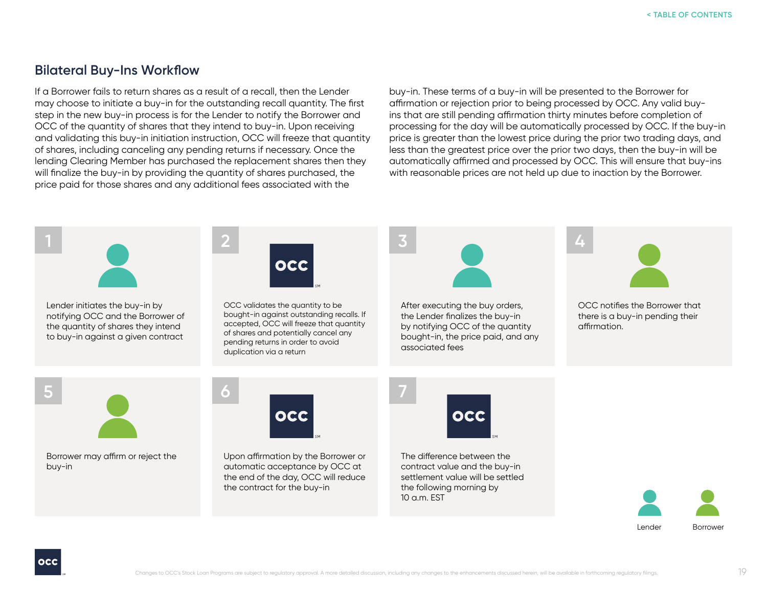## Bilateral Buy-Ins Workflow

If a Borrower fails to return shares as a result of a recall, then the Lender may choose to initiate a buy-in for the outstanding recall quantity. The first step in the new buy-in process is for the Lender to notify the Borrower and OCC of the quantity of shares that they intend to buy-in. Upon receiving and validating this buy-in initiation instruction, OCC will freeze that quantity of shares, including canceling any pending returns if necessary. Once the lending Clearing Member has purchased the replacement shares then they will finalize the buy-in by providing the quantity of shares purchased, the price paid for those shares and any additional fees associated with the buy-in. These terms of a buy-in will be presented to the Borrower for affirmation or rejection prior to being processed by OCC. Any valid buy-ins that are still pending affirmation thirty minutes before completion of processing for the day will be automatically processed by OCC. If the buy-in price is greater than the lowest price during the prior two trading days, and less than the greatest price over the prior two days, then the buy-in will be automatically affirmed and processed by OCC. This will ensure that buy-ins with reasonable prices are not held up due to inaction by the Borrower.

**1** (Lender) — Lender initiates the buy-in by notifying OCC and the Borrower of the quantity of shares they intend to buy-in against a given contract

**2** (OCC) — OCC validates the quantity to be bought-in against outstanding recalls. If accepted, OCC will freeze that quantity of shares and potentially cancel any pending returns in order to avoid duplication via a return

**3** (Lender) — After executing the buy orders, the Lender finalizes the buy-in by notifying OCC of the quantity bought-in, the price paid, and any associated fees

**4** (Borrower) — OCC notifies the Borrower that there is a buy-in pending their affirmation.

**5** (Borrower) — Borrower may affirm or reject the buy-in

**6** (OCC) — Upon affirmation by the Borrower or automatic acceptance by OCC at the end of the day, OCC will reduce the contract for the buy-in

**7** (OCC) — The difference between the contract value and the buy-in settlement value will be settled the following morning by 10 a.m. EST

Lender | Borrower

Changes to OCC's Stock Loan Programs are subject to regulatory approval. A more detailed discussion, including any changes to the enhancements discussed herein, will be available in forthcoming regulatory filings.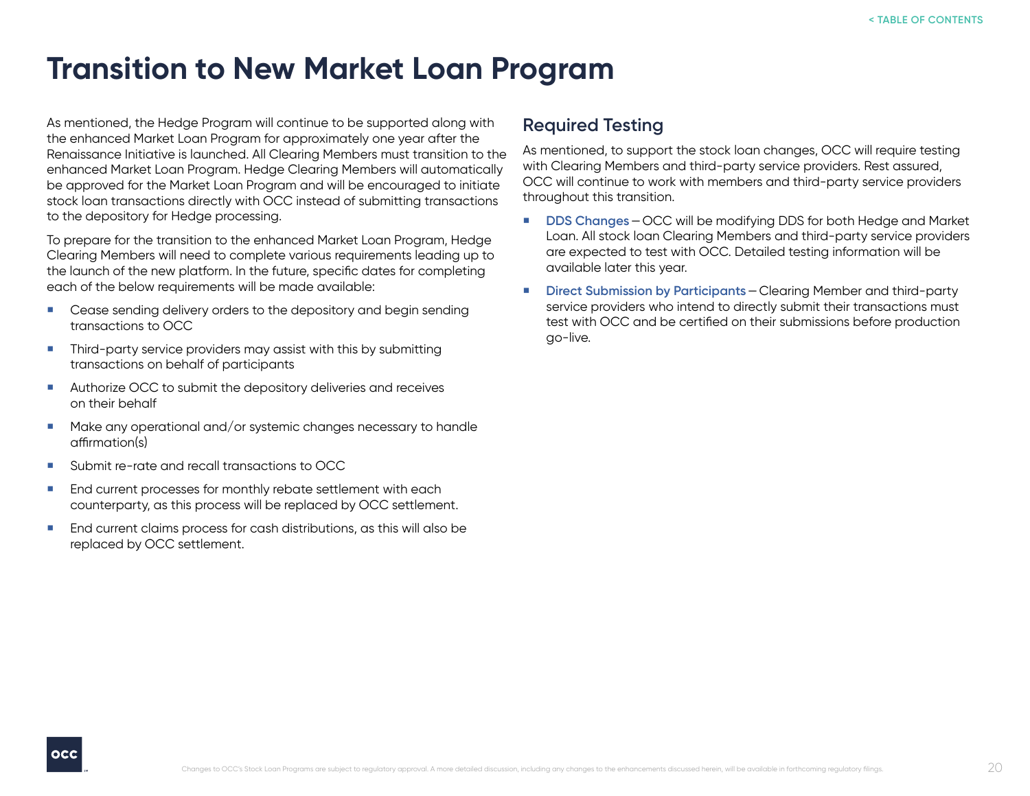# Transition to New Market Loan Program

As mentioned, the Hedge Program will continue to be supported along with the enhanced Market Loan Program for approximately one year after the Renaissance Initiative is launched. All Clearing Members must transition to the enhanced Market Loan Program. Hedge Clearing Members will automatically be approved for the Market Loan Program and will be encouraged to initiate stock loan transactions directly with OCC instead of submitting transactions to the depository for Hedge processing.

To prepare for the transition to the enhanced Market Loan Program, Hedge Clearing Members will need to complete various requirements leading up to the launch of the new platform. In the future, specific dates for completing each of the below requirements will be made available:

- Cease sending delivery orders to the depository and begin sending transactions to OCC
- Third-party service providers may assist with this by submitting transactions on behalf of participants
- Authorize OCC to submit the depository deliveries and receives on their behalf
- Make any operational and/or systemic changes necessary to handle affirmation(s)
- Submit re-rate and recall transactions to OCC
- End current processes for monthly rebate settlement with each counterparty, as this process will be replaced by OCC settlement.
- End current claims process for cash distributions, as this will also be replaced by OCC settlement.

## Required Testing

As mentioned, to support the stock loan changes, OCC will require testing with Clearing Members and third-party service providers. Rest assured, OCC will continue to work with members and third-party service providers throughout this transition.

- **DDS Changes** – OCC will be modifying DDS for both Hedge and Market Loan. All stock loan Clearing Members and third-party service providers are expected to test with OCC. Detailed testing information will be available later this year.
- **Direct Submission by Participants** – Clearing Member and third-party service providers who intend to directly submit their transactions must test with OCC and be certified on their submissions before production go-live.

Changes to OCC's Stock Loan Programs are subject to regulatory approval. A more detailed discussion, including any changes to the enhancements discussed herein, will be available in forthcoming regulatory filings.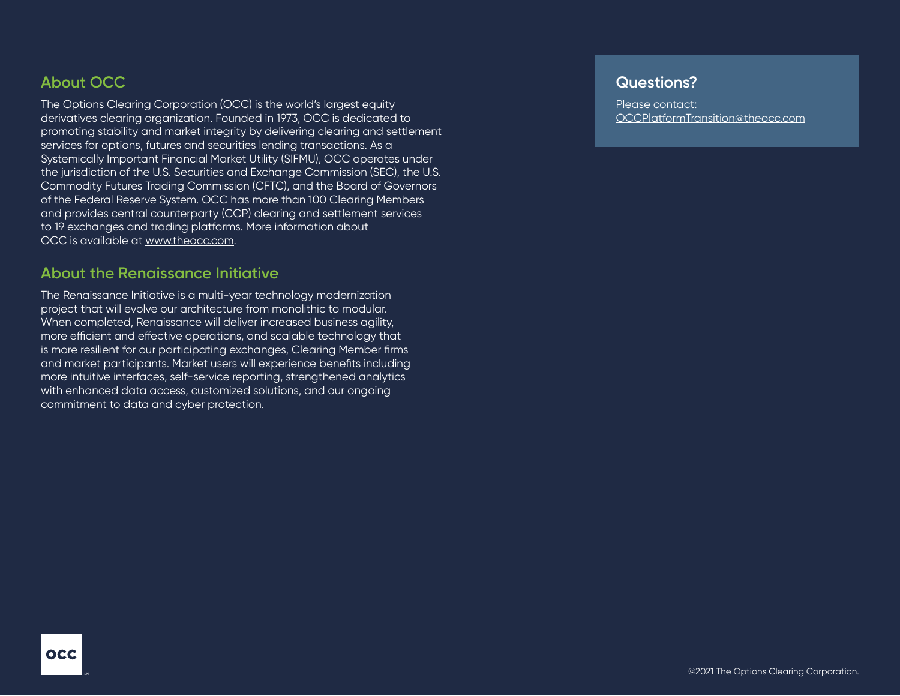## About OCC

The Options Clearing Corporation (OCC) is the world's largest equity derivatives clearing organization. Founded in 1973, OCC is dedicated to promoting stability and market integrity by delivering clearing and settlement services for options, futures and securities lending transactions. As a Systemically Important Financial Market Utility (SIFMU), OCC operates under the jurisdiction of the U.S. Securities and Exchange Commission (SEC), the U.S. Commodity Futures Trading Commission (CFTC), and the Board of Governors of the Federal Reserve System. OCC has more than 100 Clearing Members and provides central counterparty (CCP) clearing and settlement services to 19 exchanges and trading platforms. More information about OCC is available at www.theocc.com.

## About the Renaissance Initiative

The Renaissance Initiative is a multi-year technology modernization project that will evolve our architecture from monolithic to modular. When completed, Renaissance will deliver increased business agility, more efficient and effective operations, and scalable technology that is more resilient for our participating exchanges, Clearing Member firms and market participants. Market users will experience benefits including more intuitive interfaces, self-service reporting, strengthened analytics with enhanced data access, customized solutions, and our ongoing commitment to data and cyber protection.

## Questions?

Please contact:
OCCPlatformTransition@theocc.com

OCC

©2021 The Options Clearing Corporation.